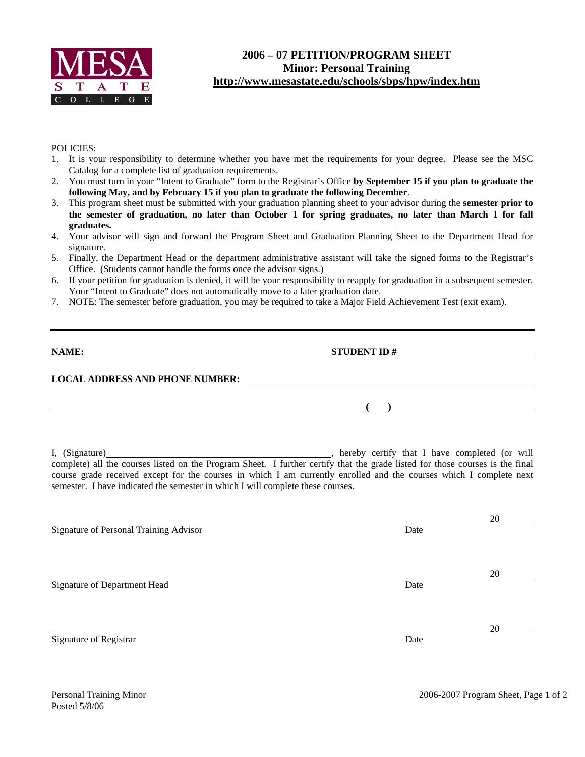# 2006 – 07 PETITION/PROGRAM SHEET
## Minor: Personal Training
**http://www.mesastate.edu/schools/sbps/hpw/index.htm**

POLICIES:

1. It is your responsibility to determine whether you have met the requirements for your degree. Please see the MSC Catalog for a complete list of graduation requirements.
2. You must turn in your "Intent to Graduate" form to the Registrar's Office **by September 15 if you plan to graduate the following May, and by February 15 if you plan to graduate the following December**.
3. This program sheet must be submitted with your graduation planning sheet to your advisor during the **semester prior to the semester of graduation, no later than October 1 for spring graduates, no later than March 1 for fall graduates.**
4. Your advisor will sign and forward the Program Sheet and Graduation Planning Sheet to the Department Head for signature.
5. Finally, the Department Head or the department administrative assistant will take the signed forms to the Registrar's Office. (Students cannot handle the forms once the advisor signs.)
6. If your petition for graduation is denied, it will be your responsibility to reapply for graduation in a subsequent semester. Your "Intent to Graduate" does not automatically move to a later graduation date.
7. NOTE: The semester before graduation, you may be required to take a Major Field Achievement Test (exit exam).

---

**NAME:** ______________________________ **STUDENT ID #** ______________________

**LOCAL ADDRESS AND PHONE NUMBER:** ______________________________

______________________________ **( )** ______________________

I, (Signature)______________________________, hereby certify that I have completed (or will complete) all the courses listed on the Program Sheet. I further certify that the grade listed for those courses is the final course grade received except for the courses in which I am currently enrolled and the courses which I complete next semester. I have indicated the semester in which I will complete these courses.

______________________________ ______________20______
Signature of Personal Training Advisor Date

______________________________ ______________20______
Signature of Department Head Date

______________________________ ______________20______
Signature of Registrar Date

Personal Training Minor
Posted 5/8/06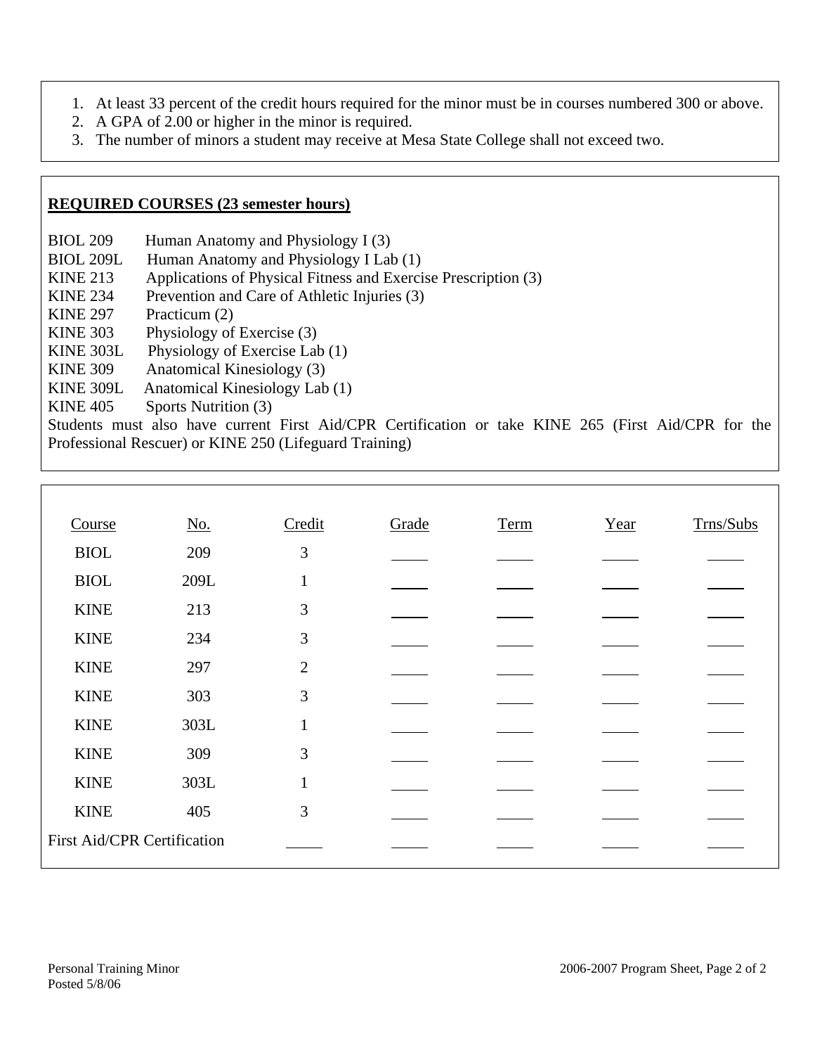1. At least 33 percent of the credit hours required for the minor must be in courses numbered 300 or above.
2. A GPA of 2.00 or higher in the minor is required.
3. The number of minors a student may receive at Mesa State College shall not exceed two.

**REQUIRED COURSES (23 semester hours)**

BIOL 209 Human Anatomy and Physiology I (3)
BIOL 209L Human Anatomy and Physiology I Lab (1)
KINE 213 Applications of Physical Fitness and Exercise Prescription (3)
KINE 234 Prevention and Care of Athletic Injuries (3)
KINE 297 Practicum (2)
KINE 303 Physiology of Exercise (3)
KINE 303L Physiology of Exercise Lab (1)
KINE 309 Anatomical Kinesiology (3)
KINE 309L Anatomical Kinesiology Lab (1)
KINE 405 Sports Nutrition (3)
Students must also have current First Aid/CPR Certification or take KINE 265 (First Aid/CPR for the Professional Rescuer) or KINE 250 (Lifeguard Training)

| Course | No. | Credit | Grade | Term | Year | Trns/Subs |
|---|---|---|---|---|---|---|
| BIOL | 209 | 3 | | | | |
| BIOL | 209L | 1 | | | | |
| KINE | 213 | 3 | | | | |
| KINE | 234 | 3 | | | | |
| KINE | 297 | 2 | | | | |
| KINE | 303 | 3 | | | | |
| KINE | 303L | 1 | | | | |
| KINE | 309 | 3 | | | | |
| KINE | 303L | 1 | | | | |
| KINE | 405 | 3 | | | | |
| First Aid/CPR Certification | | | | | | |

Personal Training Minor
Posted 5/8/06